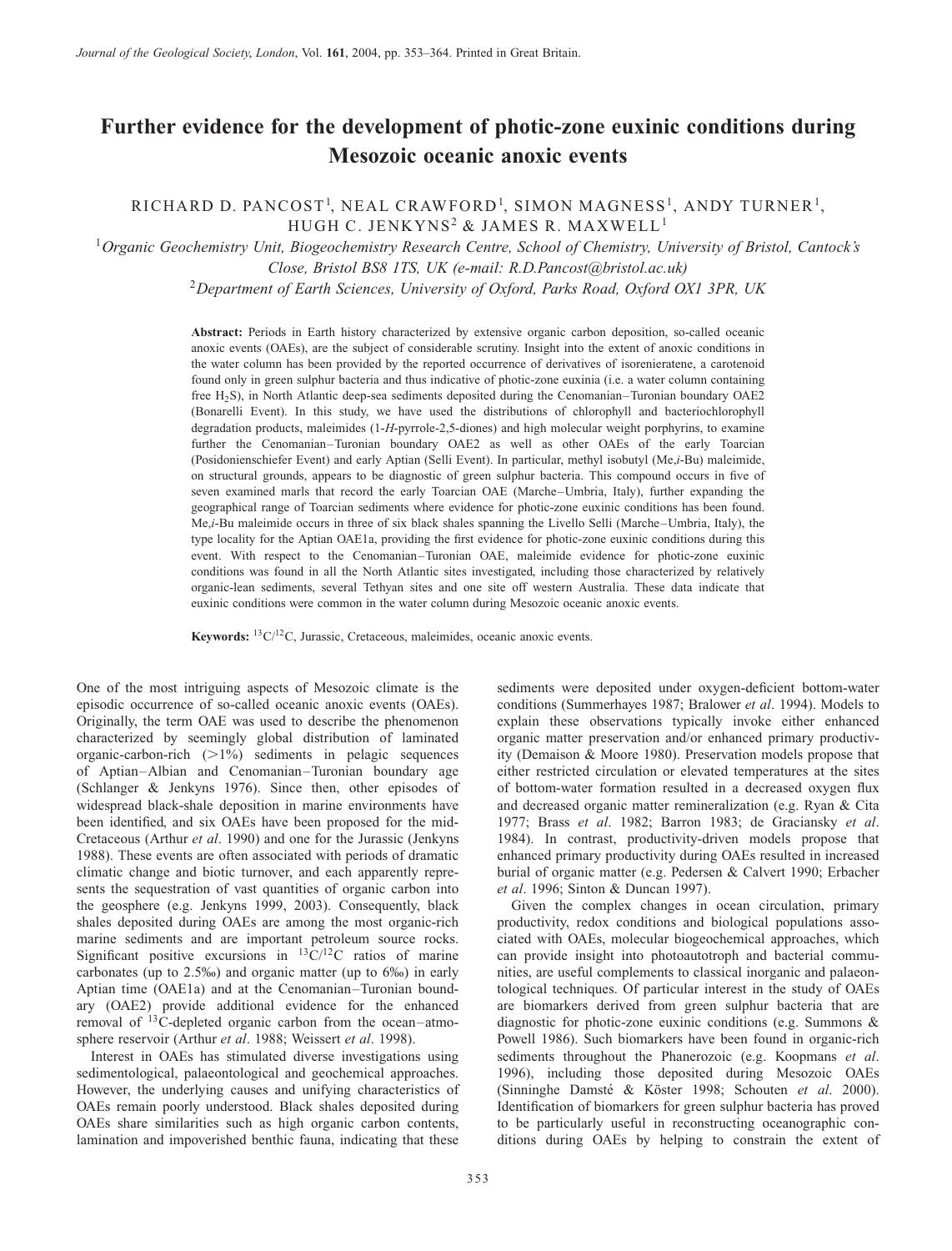# Further evidence for the development of photic-zone euxinic conditions during Mesozoic oceanic anoxic events

RICHARD D. PANCOST[1], NEAL CRAWFORD[1], SIMON MAGNESS[1], ANDY TURNER[1], HUGH C. JENKYNS[2] & JAMES R. MAXWELL[1]

[1]*Organic Geochemistry Unit, Biogeochemistry Research Centre, School of Chemistry, University of Bristol, Cantock's Close, Bristol BS8 1TS, UK (e-mail: R.D.Pancost@bristol.ac.uk)*

[2]*Department of Earth Sciences, University of Oxford, Parks Road, Oxford OX1 3PR, UK*

**Abstract:** Periods in Earth history characterized by extensive organic carbon deposition, so-called oceanic anoxic events (OAEs), are the subject of considerable scrutiny. Insight into the extent of anoxic conditions in the water column has been provided by the reported occurrence of derivatives of isorenieratene, a carotenoid found only in green sulphur bacteria and thus indicative of photic-zone euxinia (i.e. a water column containing free $H_2S$), in North Atlantic deep-sea sediments deposited during the Cenomanian–Turonian boundary OAE2 (Bonarelli Event). In this study, we have used the distributions of chlorophyll and bacteriochlorophyll degradation products, maleimides (1-*H*-pyrrole-2,5-diones) and high molecular weight porphyrins, to examine further the Cenomanian–Turonian boundary OAE2 as well as other OAEs of the early Toarcian (Posidonienschiefer Event) and early Aptian (Selli Event). In particular, methyl isobutyl (Me,*i*-Bu) maleimide, on structural grounds, appears to be diagnostic of green sulphur bacteria. This compound occurs in five of seven examined marls that record the early Toarcian OAE (Marche–Umbria, Italy), further expanding the geographical range of Toarcian sediments where evidence for photic-zone euxinic conditions has been found. Me,*i*-Bu maleimide occurs in three of six black shales spanning the Livello Selli (Marche–Umbria, Italy), the type locality for the Aptian OAE1a, providing the first evidence for photic-zone euxinic conditions during this event. With respect to the Cenomanian–Turonian OAE, maleimide evidence for photic-zone euxinic conditions was found in all the North Atlantic sites investigated, including those characterized by relatively organic-lean sediments, several Tethyan sites and one site off western Australia. These data indicate that euxinic conditions were common in the water column during Mesozoic oceanic anoxic events.

**Keywords:** $^{13}C/^{12}C$, Jurassic, Cretaceous, maleimides, oceanic anoxic events.

One of the most intriguing aspects of Mesozoic climate is the episodic occurrence of so-called oceanic anoxic events (OAEs). Originally, the term OAE was used to describe the phenomenon characterized by seemingly global distribution of laminated organic-carbon-rich (>1%) sediments in pelagic sequences of Aptian–Albian and Cenomanian–Turonian boundary age (Schlanger & Jenkyns 1976). Since then, other episodes of widespread black-shale deposition in marine environments have been identified, and six OAEs have been proposed for the mid-Cretaceous (Arthur *et al*. 1990) and one for the Jurassic (Jenkyns 1988). These events are often associated with periods of dramatic climatic change and biotic turnover, and each apparently represents the sequestration of vast quantities of organic carbon into the geosphere (e.g. Jenkyns 1999, 2003). Consequently, black shales deposited during OAEs are among the most organic-rich marine sediments and are important petroleum source rocks. Significant positive excursions in $^{13}C/^{12}C$ ratios of marine carbonates (up to 2.5‰) and organic matter (up to 6‰) in early Aptian time (OAE1a) and at the Cenomanian–Turonian boundary (OAE2) provide additional evidence for the enhanced removal of $^{13}C$-depleted organic carbon from the ocean–atmosphere reservoir (Arthur *et al*. 1988; Weissert *et al*. 1998).

Interest in OAEs has stimulated diverse investigations using sedimentological, palaeontological and geochemical approaches. However, the underlying causes and unifying characteristics of OAEs remain poorly understood. Black shales deposited during OAEs share similarities such as high organic carbon contents, lamination and impoverished benthic fauna, indicating that these sediments were deposited under oxygen-deficient bottom-water conditions (Summerhayes 1987; Bralower *et al*. 1994). Models to explain these observations typically invoke either enhanced organic matter preservation and/or enhanced primary productivity (Demaison & Moore 1980). Preservation models propose that either restricted circulation or elevated temperatures at the sites of bottom-water formation resulted in a decreased oxygen flux and decreased organic matter remineralization (e.g. Ryan & Cita 1977; Brass *et al*. 1982; Barron 1983; de Graciansky *et al*. 1984). In contrast, productivity-driven models propose that enhanced primary productivity during OAEs resulted in increased burial of organic matter (e.g. Pedersen & Calvert 1990; Erbacher *et al*. 1996; Sinton & Duncan 1997).

Given the complex changes in ocean circulation, primary productivity, redox conditions and biological populations associated with OAEs, molecular biogeochemical approaches, which can provide insight into photoautotroph and bacterial communities, are useful complements to classical inorganic and palaeontological techniques. Of particular interest in the study of OAEs are biomarkers derived from green sulphur bacteria that are diagnostic for photic-zone euxinic conditions (e.g. Summons & Powell 1986). Such biomarkers have been found in organic-rich sediments throughout the Phanerozoic (e.g. Koopmans *et al*. 1996), including those deposited during Mesozoic OAEs (Sinninghe Damsté & Köster 1998; Schouten *et al*. 2000). Identification of biomarkers for green sulphur bacteria has proved to be particularly useful in reconstructing oceanographic conditions during OAEs by helping to constrain the extent of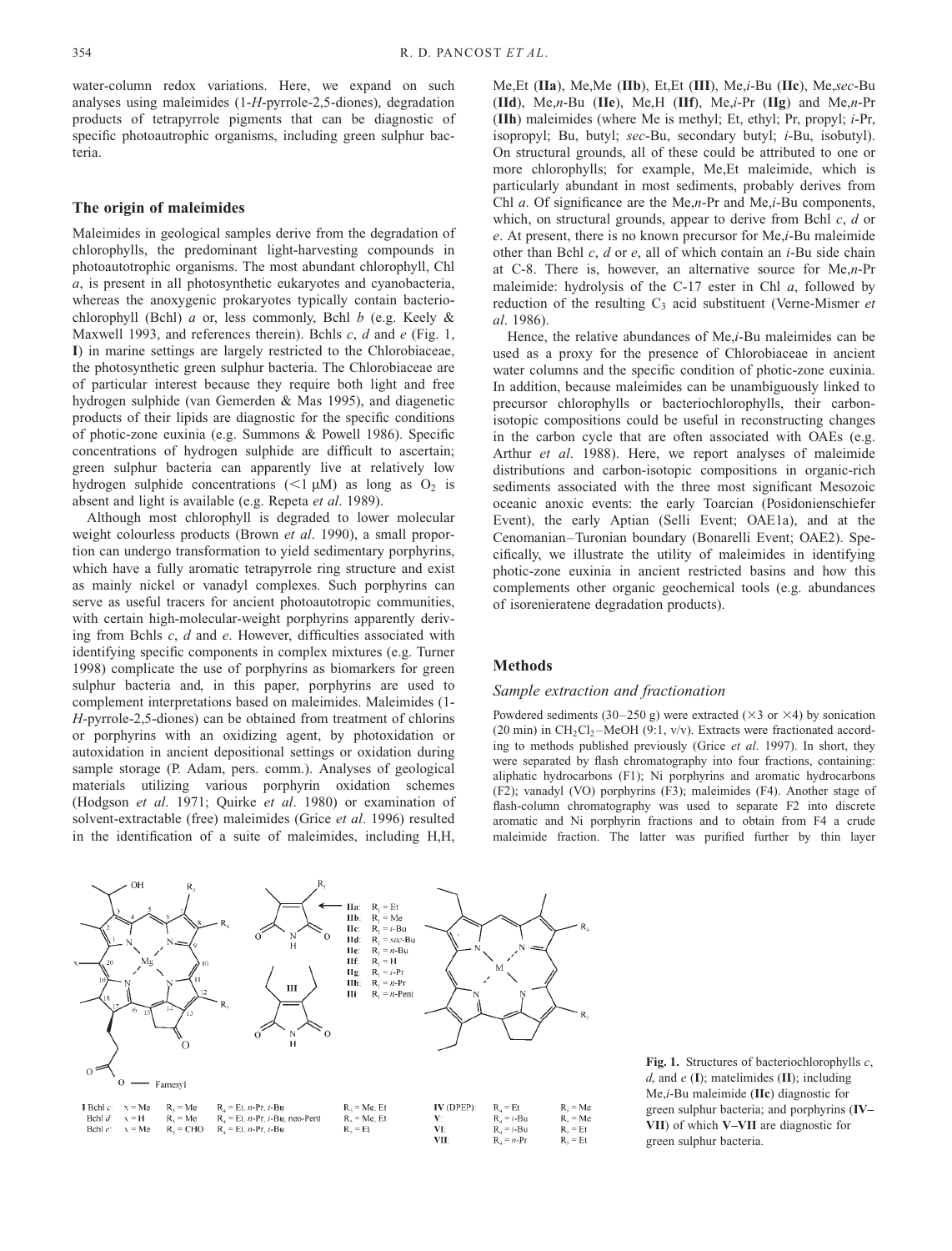water-column redox variations. Here, we expand on such analyses using maleimides (1-*H*-pyrrole-2,5-diones), degradation products of tetrapyrrole pigments that can be diagnostic of specific photoautrophic organisms, including green sulphur bacteria.

## The origin of maleimides

Maleimides in geological samples derive from the degradation of chlorophylls, the predominant light-harvesting compounds in photoautotrophic organisms. The most abundant chlorophyll, Chl *a*, is present in all photosynthetic eukaryotes and cyanobacteria, whereas the anoxygenic prokaryotes typically contain bacteriochlorophyll (Bchl) *a* or, less commonly, Bchl *b* (e.g. Keely & Maxwell 1993, and references therein). Bchls *c*, *d* and *e* (Fig. 1, **I**) in marine settings are largely restricted to the Chlorobiaceae, the photosynthetic green sulphur bacteria. The Chlorobiaceae are of particular interest because they require both light and free hydrogen sulphide (van Gemerden & Mas 1995), and diagenetic products of their lipids are diagnostic for the specific conditions of photic-zone euxinia (e.g. Summons & Powell 1986). Specific concentrations of hydrogen sulphide are difficult to ascertain; green sulphur bacteria can apparently live at relatively low hydrogen sulphide concentrations (<1 μM) as long as $O_2$ is absent and light is available (e.g. Repeta *et al*. 1989).

Although most chlorophyll is degraded to lower molecular weight colourless products (Brown *et al*. 1990), a small proportion can undergo transformation to yield sedimentary porphyrins, which have a fully aromatic tetrapyrrole ring structure and exist as mainly nickel or vanadyl complexes. Such porphyrins can serve as useful tracers for ancient photoautotropic communities, with certain high-molecular-weight porphyrins apparently deriving from Bchls *c*, *d* and *e*. However, difficulties associated with identifying specific components in complex mixtures (e.g. Turner 1998) complicate the use of porphyrins as biomarkers for green sulphur bacteria and, in this paper, porphyrins are used to complement interpretations based on maleimides. Maleimides (1-*H*-pyrrole-2,5-diones) can be obtained from treatment of chlorins or porphyrins with an oxidizing agent, by photoxidation or autoxidation in ancient depositional settings or oxidation during sample storage (P. Adam, pers. comm.). Analyses of geological materials utilizing various porphyrin oxidation schemes (Hodgson *et al*. 1971; Quirke *et al*. 1980) or examination of solvent-extractable (free) maleimides (Grice *et al*. 1996) resulted in the identification of a suite of maleimides, including H,H, Me,Et (**IIa**), Me,Me (**IIb**), Et,Et (**III**), Me,*i*-Bu (**IIc**), Me,*sec*-Bu (**IId**), Me,*n*-Bu (**IIe**), Me,H (**IIf**), Me,*i*-Pr (**IIg**) and Me,*n*-Pr (**IIh**) maleimides (where Me is methyl; Et, ethyl; Pr, propyl; *i*-Pr, isopropyl; Bu, butyl; *sec*-Bu, secondary butyl; *i*-Bu, isobutyl). On structural grounds, all of these could be attributed to one or more chlorophylls; for example, Me,Et maleimide, which is particularly abundant in most sediments, probably derives from Chl *a*. Of significance are the Me,*n*-Pr and Me,*i*-Bu components, which, on structural grounds, appear to derive from Bchl *c*, *d* or *e*. At present, there is no known precursor for Me,*i*-Bu maleimide other than Bchl *c*, *d* or *e*, all of which contain an *i*-Bu side chain at C-8. There is, however, an alternative source for Me,*n*-Pr maleimide: hydrolysis of the C-17 ester in Chl *a*, followed by reduction of the resulting $C_3$ acid substituent (Verne-Mismer *et al*. 1986).

Hence, the relative abundances of Me,*i*-Bu maleimides can be used as a proxy for the presence of Chlorobiaceae in ancient water columns and the specific condition of photic-zone euxinia. In addition, because maleimides can be unambiguously linked to precursor chlorophylls or bacteriochlorophylls, their carbon-isotopic compositions could be useful in reconstructing changes in the carbon cycle that are often associated with OAEs (e.g. Arthur *et al*. 1988). Here, we report analyses of maleimide distributions and carbon-isotopic compositions in organic-rich sediments associated with the three most significant Mesozoic oceanic anoxic events: the early Toarcian (Posidonienschiefer Event), the early Aptian (Selli Event; OAE1a), and at the Cenomanian–Turonian boundary (Bonarelli Event; OAE2). Specifically, we illustrate the utility of maleimides in identifying photic-zone euxinia in ancient restricted basins and how this complements other organic geochemical tools (e.g. abundances of isorenieratene degradation products).

## Methods

### Sample extraction and fractionation

Powdered sediments (30–250 g) were extracted (×3 or ×4) by sonication (20 min) in $CH_2Cl_2$–MeOH (9:1, v/v). Extracts were fractionated according to methods published previously (Grice *et al*. 1997). In short, they were separated by flash chromatography into four fractions, containing: aliphatic hydrocarbons (F1); Ni porphyrins and aromatic hydrocarbons (F2); vanadyl (VO) porphyrins (F3); maleimides (F4). Another stage of flash-column chromatography was used to separate F2 into discrete aromatic and Ni porphyrin fractions and to obtain from F4 a crude maleimide fraction. The latter was purified further by thin layer

**Fig. 1.** Structures of bacteriochlorophylls *c*, *d*, and *e* (**I**); matelimides (**II**); including Me,*i*-Bu maleimide (**IIc**) diagnostic for green sulphur bacteria; and porphyrins (**IV–VII**) of which **V–VII** are diagnostic for green sulphur bacteria.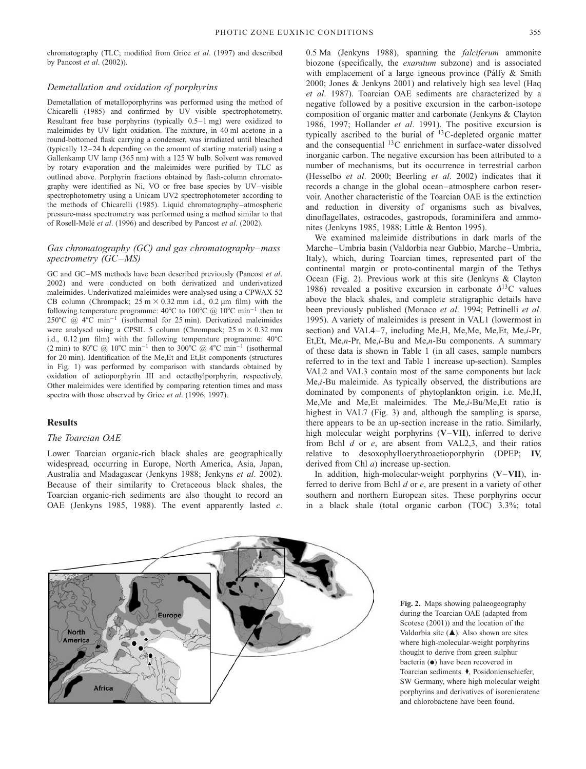chromatography (TLC; modified from Grice *et al*. (1997) and described by Pancost *et al*. (2002)).

### Demetallation and oxidation of porphyrins

Demetallation of metalloporphyrins was performed using the method of Chicarelli (1985) and confirmed by UV–visible spectrophotometry. Resultant free base porphyrins (typically 0.5–1 mg) were oxidized to maleimides by UV light oxidation. The mixture, in 40 ml acetone in a round-bottomed flask carrying a condenser, was irradiated until bleached (typically 12–24 h depending on the amount of starting material) using a Gallenkamp UV lamp (365 nm) with a 125 W bulb. Solvent was removed by rotary evaporation and the maleimides were purified by TLC as outlined above. Porphyrin fractions obtained by flash-column chromatography were identified as Ni, VO or free base species by UV–visible spectrophotometry using a Unicam UV2 spectrophotometer according to the methods of Chicarelli (1985). Liquid chromatography–atmospheric pressure-mass spectrometry was performed using a method similar to that of Rosell-Melé *et al*. (1996) and described by Pancost *et al*. (2002).

### Gas chromatography (GC) and gas chromatography–mass spectrometry (GC–MS)

GC and GC–MS methods have been described previously (Pancost *et al*. 2002) and were conducted on both derivatized and underivatized maleimides. Underivatized maleimides were analysed using a CPWAX 52 CB column (Chrompack; 25 m × 0.32 mm i.d., 0.2 µm film) with the following temperature programme: 40°C to 100°C @ 10°C min$^{-1}$ then to 250°C @ 4°C min$^{-1}$ (isothermal for 25 min). Derivatized maleimides were analysed using a CPSIL 5 column (Chrompack; 25 m × 0.32 mm i.d., 0.12 µm film) with the following temperature programme: 40°C (2 min) to 80°C @ 10°C min$^{-1}$ then to 300°C @ 4°C min$^{-1}$ (isothermal for 20 min). Identification of the Me,Et and Et,Et components (structures in Fig. 1) was performed by comparison with standards obtained by oxidation of aetioporphyrin III and octaethylporphyrin, respectively. Other maleimides were identified by comparing retention times and mass spectra with those observed by Grice *et al*. (1996, 1997).

## Results

### The Toarcian OAE

Lower Toarcian organic-rich black shales are geographically widespread, occurring in Europe, North America, Asia, Japan, Australia and Madagascar (Jenkyns 1988; Jenkyns *et al*. 2002). Because of their similarity to Cretaceous black shales, the Toarcian organic-rich sediments are also thought to record an OAE (Jenkyns 1985, 1988). The event apparently lasted *c*. 0.5 Ma (Jenkyns 1988), spanning the *falciferum* ammonite biozone (specifically, the *exaratum* subzone) and is associated with emplacement of a large igneous province (Pálfy & Smith 2000; Jones & Jenkyns 2001) and relatively high sea level (Haq *et al*. 1987). Toarcian OAE sediments are characterized by a negative followed by a positive excursion in the carbon-isotope composition of organic matter and carbonate (Jenkyns & Clayton 1986, 1997; Hollander *et al*. 1991). The positive excursion is typically ascribed to the burial of $^{13}$C-depleted organic matter and the consequential $^{13}$C enrichment in surface-water dissolved inorganic carbon. The negative excursion has been attributed to a number of mechanisms, but its occurrence in terrestrial carbon (Hesselbo *et al*. 2000; Beerling *et al*. 2002) indicates that it records a change in the global ocean–atmosphere carbon reservoir. Another characteristic of the Toarcian OAE is the extinction and reduction in diversity of organisms such as bivalves, dinoflagellates, ostracodes, gastropods, foraminifera and ammonites (Jenkyns 1985, 1988; Little & Benton 1995).

We examined maleimide distributions in dark marls of the Marche–Umbria basin (Valdorbia near Gubbio, Marche–Umbria, Italy), which, during Toarcian times, represented part of the continental margin or proto-continental margin of the Tethys Ocean (Fig. 2). Previous work at this site (Jenkyns & Clayton 1986) revealed a positive excursion in carbonate $\delta^{13}$C values above the black shales, and complete stratigraphic details have been previously published (Monaco *et al*. 1994; Pettinelli *et al*. 1995). A variety of maleimides is present in VAL1 (lowermost in section) and VAL4–7, including Me,H, Me,Me, Me,Et, Me,*i*-Pr, Et,Et, Me,*n*-Pr, Me,*i*-Bu and Me,*n*-Bu components. A summary of these data is shown in Table 1 (in all cases, sample numbers referred to in the text and Table 1 increase up-section). Samples VAL2 and VAL3 contain most of the same components but lack Me,*i*-Bu maleimide. As typically observed, the distributions are dominated by components of phytoplankton origin, i.e. Me,H, Me,Me and Me,Et maleimides. The Me,*i*-Bu/Me,Et ratio is highest in VAL7 (Fig. 3) and, although the sampling is sparse, there appears to be an up-section increase in the ratio. Similarly, high molecular weight porphyrins (**V**–**VII**), inferred to derive from Bchl *d* or *e*, are absent from VAL2,3, and their ratios relative to desoxophylloerythroaetioporphyrin (DPEP; **IV**, derived from Chl *a*) increase up-section.

In addition, high-molecular-weight porphyrins (**V**–**VII**), inferred to derive from Bchl *d* or *e*, are present in a variety of other southern and northern European sites. These porphyrins occur in a black shale (total organic carbon (TOC) 3.3%; total

**Fig. 2.** Maps showing palaeogeography during the Toarcian OAE (adapted from Scotese (2001)) and the location of the Valdorbia site (▲). Also shown are sites where high-molecular-weight porphyrins thought to derive from green sulphur bacteria (●) have been recovered in Toarcian sediments. ♦, Posidonienschiefer, SW Germany, where high molecular weight porphyrins and derivatives of isorenieratene and chlorobactene have been found.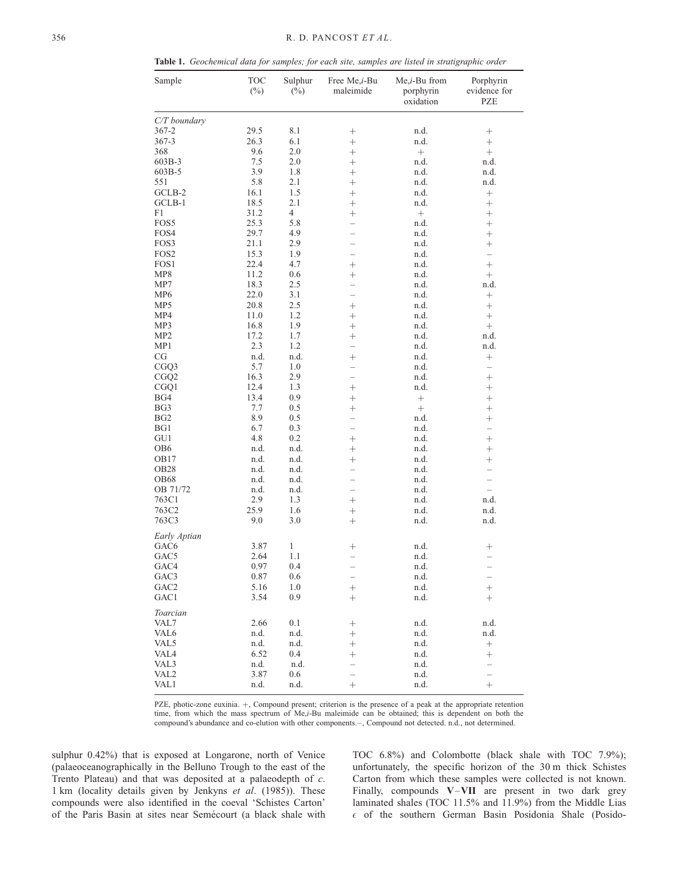**Table 1.** *Geochemical data for samples; for each site, samples are listed in stratigraphic order*

| Sample | TOC (%) | Sulphur (%) | Free Me,*i*-Bu maleimide | Me,*i*-Bu from porphyrin oxidation | Porphyrin evidence for PZE |
|---|---|---|---|---|---|
| *C/T boundary* | | | | | |
| 367-2 | 29.5 | 8.1 | + | n.d. | + |
| 367-3 | 26.3 | 6.1 | + | n.d. | + |
| 368 | 9.6 | 2.0 | + | + | + |
| 603B-3 | 7.5 | 2.0 | + | n.d. | n.d. |
| 603B-5 | 3.9 | 1.8 | + | n.d. | n.d. |
| 551 | 5.8 | 2.1 | + | n.d. | n.d. |
| GCLB-2 | 16.1 | 1.5 | + | n.d. | + |
| GCLB-1 | 18.5 | 2.1 | + | n.d. | + |
| F1 | 31.2 | 4 | + | + | + |
| FOS5 | 25.3 | 5.8 | – | n.d. | + |
| FOS4 | 29.7 | 4.9 | – | n.d. | + |
| FOS3 | 21.1 | 2.9 | – | n.d. | + |
| FOS2 | 15.3 | 1.9 | – | n.d. | – |
| FOS1 | 22.4 | 4.7 | + | n.d. | + |
| MP8 | 11.2 | 0.6 | + | n.d. | + |
| MP7 | 18.3 | 2.5 | – | n.d. | n.d. |
| MP6 | 22.0 | 3.1 | – | n.d. | + |
| MP5 | 20.8 | 2.5 | + | n.d. | + |
| MP4 | 11.0 | 1.2 | + | n.d. | + |
| MP3 | 16.8 | 1.9 | + | n.d. | + |
| MP2 | 17.2 | 1.7 | + | n.d. | n.d. |
| MP1 | 2.3 | 1.2 | – | n.d. | n.d. |
| CG | n.d. | n.d. | + | n.d. | + |
| CGQ3 | 5.7 | 1.0 | – | n.d. | – |
| CGQ2 | 16.3 | 2.9 | – | n.d. | + |
| CGQ1 | 12.4 | 1.3 | + | n.d. | + |
| BG4 | 13.4 | 0.9 | + | + | + |
| BG3 | 7.7 | 0.5 | + | + | + |
| BG2 | 8.9 | 0.5 | – | n.d. | + |
| BG1 | 6.7 | 0.3 | – | n.d. | – |
| GU1 | 4.8 | 0.2 | + | n.d. | + |
| OB6 | n.d. | n.d. | + | n.d. | + |
| OB17 | n.d. | n.d. | + | n.d. | + |
| OB28 | n.d. | n.d. | – | n.d. | – |
| OB68 | n.d. | n.d. | – | n.d. | – |
| OB 71/72 | n.d. | n.d. | – | n.d. | – |
| 763C1 | 2.9 | 1.3 | + | n.d. | n.d. |
| 763C2 | 25.9 | 1.6 | + | n.d. | n.d. |
| 763C3 | 9.0 | 3.0 | + | n.d. | n.d. |
| *Early Aptian* | | | | | |
| GAC6 | 3.87 | 1 | + | n.d. | + |
| GAC5 | 2.64 | 1.1 | – | n.d. | – |
| GAC4 | 0.97 | 0.4 | – | n.d. | – |
| GAC3 | 0.87 | 0.6 | – | n.d. | – |
| GAC2 | 5.16 | 1.0 | + | n.d. | + |
| GAC1 | 3.54 | 0.9 | + | n.d. | + |
| *Toarcian* | | | | | |
| VAL7 | 2.66 | 0.1 | + | n.d. | n.d. |
| VAL6 | n.d. | n.d. | + | n.d. | n.d. |
| VAL5 | n.d. | n.d. | + | n.d. | + |
| VAL4 | 6.52 | 0.4 | + | n.d. | + |
| VAL3 | n.d. | n.d. | – | n.d. | – |
| VAL2 | 3.87 | 0.6 | – | n.d. | – |
| VAL1 | n.d. | n.d. | + | n.d. | + |

PZE, photic-zone euxinia. +, Compound present; criterion is the presence of a peak at the appropriate retention time, from which the mass spectrum of Me,*i*-Bu maleimide can be obtained; this is dependent on both the compound's abundance and co-elution with other components. –, Compound not detected. n.d., not determined.

sulphur 0.42%) that is exposed at Longarone, north of Venice (palaeoceanographically in the Belluno Trough to the east of the Trento Plateau) and that was deposited at a palaeodepth of *c.* 1 km (locality details given by Jenkyns *et al*. (1985)). These compounds were also identified in the coeval 'Schistes Carton' of the Paris Basin at sites near Semécourt (a black shale with TOC 6.8%) and Colombotte (black shale with TOC 7.9%); unfortunately, the specific horizon of the 30 m thick Schistes Carton from which these samples were collected is not known. Finally, compounds **V**–**VII** are present in two dark grey laminated shales (TOC 11.5% and 11.9%) from the Middle Lias $\epsilon$ of the southern German Basin Posidonia Shale (Posido-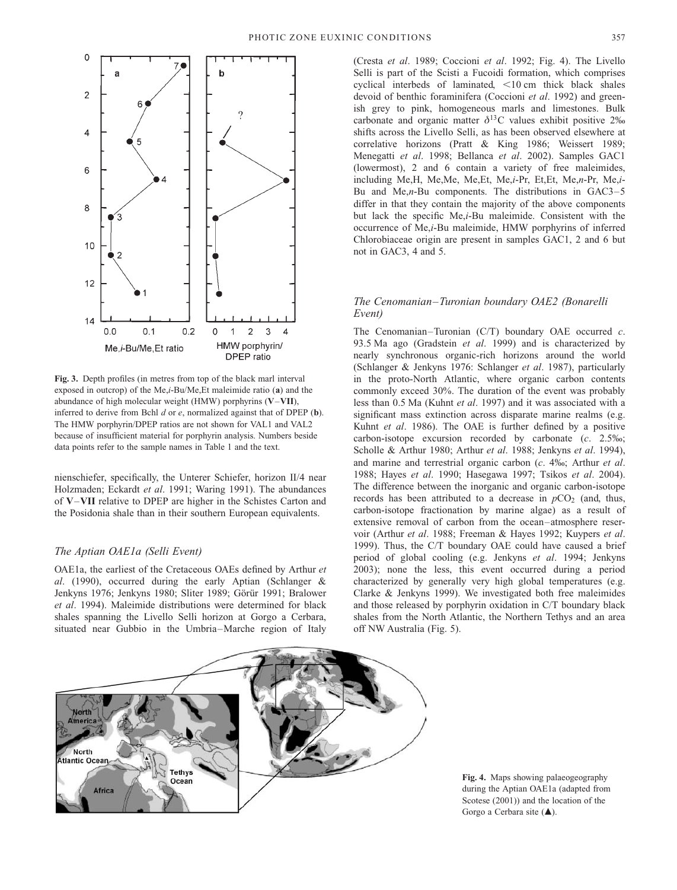Fig. 3. Depth profiles (in metres from top of the black marl interval exposed in outcrop) of the Me,*i*-Bu/Me,Et maleimide ratio (**a**) and the abundance of high molecular weight (HMW) porphyrins (**V**–**VII**), inferred to derive from Bchl *d* or *e*, normalized against that of DPEP (**b**). The HMW porphyrin/DPEP ratios are not shown for VAL1 and VAL2 because of insufficient material for porphyrin analysis. Numbers beside data points refer to the sample names in Table 1 and the text.

nienschiefer, specifically, the Unterer Schiefer, horizon II/4 near Holzmaden; Eckardt *et al*. 1991; Waring 1991). The abundances of **V**–**VII** relative to DPEP are higher in the Schistes Carton and the Posidonia shale than in their southern European equivalents.

### *The Aptian OAE1a (Selli Event)*

OAE1a, the earliest of the Cretaceous OAEs defined by Arthur *et al*. (1990), occurred during the early Aptian (Schlanger & Jenkyns 1976; Jenkyns 1980; Sliter 1989; Görür 1991; Bralower *et al*. 1994). Maleimide distributions were determined for black shales spanning the Livello Selli horizon at Gorgo a Cerbara, situated near Gubbio in the Umbria–Marche region of Italy (Cresta *et al*. 1989; Coccioni *et al*. 1992; Fig. 4). The Livello Selli is part of the Scisti a Fucoidi formation, which comprises cyclical interbeds of laminated, <10 cm thick black shales devoid of benthic foraminifera (Coccioni *et al*. 1992) and greenish grey to pink, homogeneous marls and limestones. Bulk carbonate and organic matter $\delta^{13}C$ values exhibit positive 2‰ shifts across the Livello Selli, as has been observed elsewhere at correlative horizons (Pratt & King 1986; Weissert 1989; Menegatti *et al*. 1998; Bellanca *et al*. 2002). Samples GAC1 (lowermost), 2 and 6 contain a variety of free maleimides, including Me,H, Me,Me, Me,Et, Me,*i*-Pr, Et,Et, Me,*n*-Pr, Me,*i*-Bu and Me,*n*-Bu components. The distributions in GAC3–5 differ in that they contain the majority of the above components but lack the specific Me,*i*-Bu maleimide. Consistent with the occurrence of Me,*i*-Bu maleimide, HMW porphyrins of inferred Chlorobiaceae origin are present in samples GAC1, 2 and 6 but not in GAC3, 4 and 5.

### *The Cenomanian–Turonian boundary OAE2 (Bonarelli Event)*

The Cenomanian–Turonian (C/T) boundary OAE occurred *c*. 93.5 Ma ago (Gradstein *et al*. 1999) and is characterized by nearly synchronous organic-rich horizons around the world (Schlanger & Jenkyns 1976: Schlanger *et al*. 1987), particularly in the proto-North Atlantic, where organic carbon contents commonly exceed 30%. The duration of the event was probably less than 0.5 Ma (Kuhnt *et al*. 1997) and it was associated with a significant mass extinction across disparate marine realms (e.g. Kuhnt *et al*. 1986). The OAE is further defined by a positive carbon-isotope excursion recorded by carbonate (*c*. 2.5‰; Scholle & Arthur 1980; Arthur *et al*. 1988; Jenkyns *et al*. 1994), and marine and terrestrial organic carbon (*c*. 4‰; Arthur *et al*. 1988; Hayes *et al*. 1990; Hasegawa 1997; Tsikos *et al*. 2004). The difference between the inorganic and organic carbon-isotope records has been attributed to a decrease in $pCO_2$ (and, thus, carbon-isotope fractionation by marine algae) as a result of extensive removal of carbon from the ocean–atmosphere reservoir (Arthur *et al*. 1988; Freeman & Hayes 1992; Kuypers *et al*. 1999). Thus, the C/T boundary OAE could have caused a brief period of global cooling (e.g. Jenkyns *et al*. 1994; Jenkyns 2003); none the less, this event occurred during a period characterized by generally very high global temperatures (e.g. Clarke & Jenkyns 1999). We investigated both free maleimides and those released by porphyrin oxidation in C/T boundary black shales from the North Atlantic, the Northern Tethys and an area off NW Australia (Fig. 5).

Fig. 4. Maps showing palaeogeography during the Aptian OAE1a (adapted from Scotese (2001)) and the location of the Gorgo a Cerbara site (▲).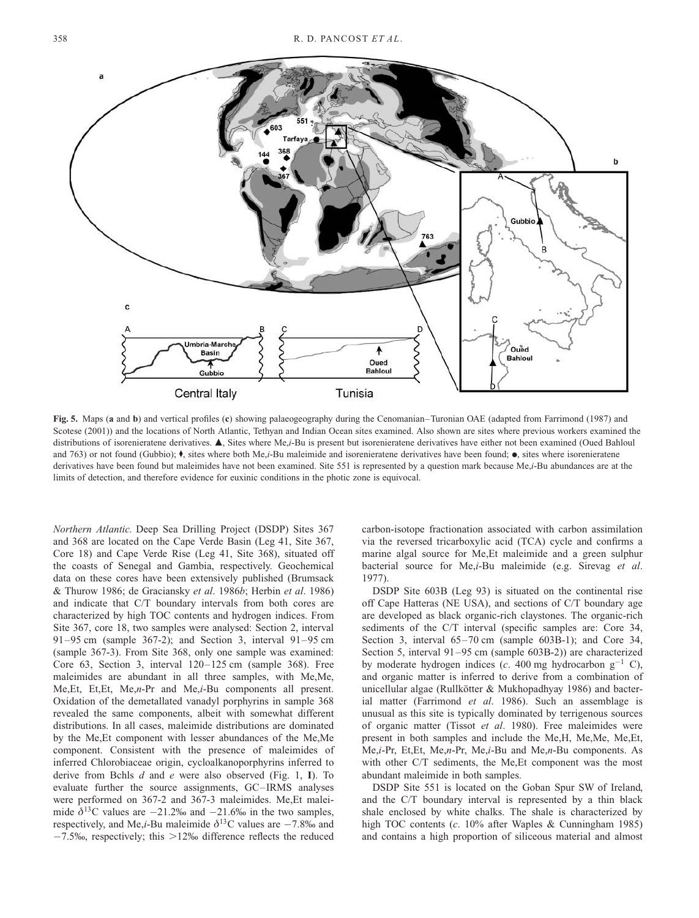**Fig. 5.** Maps (**a** and **b**) and vertical profiles (**c**) showing palaeogeography during the Cenomanian–Turonian OAE (adapted from Farrimond (1987) and Scotese (2001)) and the locations of North Atlantic, Tethyan and Indian Ocean sites examined. Also shown are sites where previous workers examined the distributions of isorenieratene derivatives. ▲, Sites where Me,*i*-Bu is present but isorenieratene derivatives have either not been examined (Oued Bahloul and 763) or not found (Gubbio); ♦, sites where both Me,*i*-Bu maleimide and isorenieratene derivatives have been found; ●, sites where isorenieratene derivatives have been found but maleimides have not been examined. Site 551 is represented by a question mark because Me,*i*-Bu abundances are at the limits of detection, and therefore evidence for euxinic conditions in the photic zone is equivocal.

*Northern Atlantic.* Deep Sea Drilling Project (DSDP) Sites 367 and 368 are located on the Cape Verde Basin (Leg 41, Site 367, Core 18) and Cape Verde Rise (Leg 41, Site 368), situated off the coasts of Senegal and Gambia, respectively. Geochemical data on these cores have been extensively published (Brumsack & Thurow 1986; de Graciansky *et al*. 1986*b*; Herbin *et al*. 1986) and indicate that C/T boundary intervals from both cores are characterized by high TOC contents and hydrogen indices. From Site 367, core 18, two samples were analysed: Section 2, interval 91–95 cm (sample 367-2); and Section 3, interval 91–95 cm (sample 367-3). From Site 368, only one sample was examined: Core 63, Section 3, interval 120–125 cm (sample 368). Free maleimides are abundant in all three samples, with Me,Me, Me,Et, Et,Et, Me,*n*-Pr and Me,*i*-Bu components all present. Oxidation of the demetallated vanadyl porphyrins in sample 368 revealed the same components, albeit with somewhat different distributions. In all cases, maleimide distributions are dominated by the Me,Et component with lesser abundances of the Me,Me component. Consistent with the presence of maleimides of inferred Chlorobiaceae origin, cycloalkanoporphyrins inferred to derive from Bchls *d* and *e* were also observed (Fig. 1, **I**). To evaluate further the source assignments, GC–IRMS analyses were performed on 367-2 and 367-3 maleimides. Me,Et maleimide $\delta^{13}C$ values are −21.2‰ and −21.6‰ in the two samples, respectively, and Me,*i*-Bu maleimide $\delta^{13}C$ values are −7.8‰ and −7.5‰, respectively; this >12‰ difference reflects the reduced carbon-isotope fractionation associated with carbon assimilation via the reversed tricarboxylic acid (TCA) cycle and confirms a marine algal source for Me,Et maleimide and a green sulphur bacterial source for Me,*i*-Bu maleimide (e.g. Sirevag *et al*. 1977).

DSDP Site 603B (Leg 93) is situated on the continental rise off Cape Hatteras (NE USA), and sections of C/T boundary age are developed as black organic-rich claystones. The organic-rich sediments of the C/T interval (specific samples are: Core 34, Section 3, interval 65–70 cm (sample 603B-1); and Core 34, Section 5, interval 91–95 cm (sample 603B-2)) are characterized by moderate hydrogen indices (*c*. 400 mg hydrocarbon $g^{-1}$ C), and organic matter is inferred to derive from a combination of unicellular algae (Rullkötter & Mukhopadhyay 1986) and bacterial matter (Farrimond *et al*. 1986). Such an assemblage is unusual as this site is typically dominated by terrigenous sources of organic matter (Tissot *et al*. 1980). Free maleimides were present in both samples and include the Me,H, Me,Me, Me,Et, Me,*i*-Pr, Et,Et, Me,*n*-Pr, Me,*i*-Bu and Me,*n*-Bu components. As with other C/T sediments, the Me,Et component was the most abundant maleimide in both samples.

DSDP Site 551 is located on the Goban Spur SW of Ireland, and the C/T boundary interval is represented by a thin black shale enclosed by white chalks. The shale is characterized by high TOC contents (*c*. 10% after Waples & Cunningham 1985) and contains a high proportion of siliceous material and almost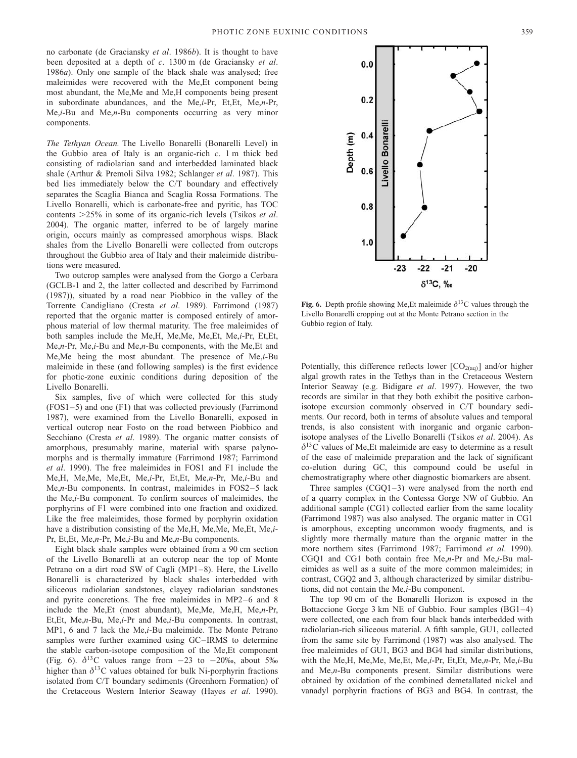no carbonate (de Graciansky *et al*. 1986*b*). It is thought to have been deposited at a depth of *c*. 1300 m (de Graciansky *et al*. 1986*a*). Only one sample of the black shale was analysed; free maleimides were recovered with the Me,Et component being most abundant, the Me,Me and Me,H components being present in subordinate abundances, and the Me,*i*-Pr, Et,Et, Me,*n*-Pr, Me,*i*-Bu and Me,*n*-Bu components occurring as very minor components.

*The Tethyan Ocean.* The Livello Bonarelli (Bonarelli Level) in the Gubbio area of Italy is an organic-rich *c*. 1 m thick bed consisting of radiolarian sand and interbedded laminated black shale (Arthur & Premoli Silva 1982; Schlanger *et al*. 1987). This bed lies immediately below the C/T boundary and effectively separates the Scaglia Bianca and Scaglia Rossa Formations. The Livello Bonarelli, which is carbonate-free and pyritic, has TOC contents >25% in some of its organic-rich levels (Tsikos *et al*. 2004). The organic matter, inferred to be of largely marine origin, occurs mainly as compressed amorphous wisps. Black shales from the Livello Bonarelli were collected from outcrops throughout the Gubbio area of Italy and their maleimide distributions were measured.

Two outcrop samples were analysed from the Gorgo a Cerbara (GCLB-1 and 2, the latter collected and described by Farrimond (1987)), situated by a road near Piobbico in the valley of the Torrente Candigliano (Cresta *et al*. 1989). Farrimond (1987) reported that the organic matter is composed entirely of amorphous material of low thermal maturity. The free maleimides of both samples include the Me,H, Me,Me, Me,Et, Me,*i*-Pr, Et,Et, Me,*n*-Pr, Me,*i*-Bu and Me,*n*-Bu components, with the Me,Et and Me,Me being the most abundant. The presence of Me,*i*-Bu maleimide in these (and following samples) is the first evidence for photic-zone euxinic conditions during deposition of the Livello Bonarelli.

Six samples, five of which were collected for this study (FOS1–5) and one (F1) that was collected previously (Farrimond 1987), were examined from the Livello Bonarelli, exposed in vertical outcrop near Fosto on the road between Piobbico and Secchiano (Cresta *et al*. 1989). The organic matter consists of amorphous, presumably marine, material with sparse palynomorphs and is thermally immature (Farrimond 1987; Farrimond *et al*. 1990). The free maleimides in FOS1 and F1 include the Me,H, Me,Me, Me,Et, Me,*i*-Pr, Et,Et, Me,*n*-Pr, Me,*i*-Bu and Me,*n*-Bu components. In contrast, maleimides in FOS2–5 lack the Me,*i*-Bu component. To confirm sources of maleimides, the porphyrins of F1 were combined into one fraction and oxidized. Like the free maleimides, those formed by porphyrin oxidation have a distribution consisting of the Me,H, Me,Me, Me,Et, Me,*i*-Pr, Et,Et, Me,*n*-Pr, Me,*i*-Bu and Me,*n*-Bu components.

Eight black shale samples were obtained from a 90 cm section of the Livello Bonarelli at an outcrop near the top of Monte Petrano on a dirt road SW of Cagli (MP1–8). Here, the Livello Bonarelli is characterized by black shales interbedded with siliceous radiolarian sandstones, clayey radiolarian sandstones and pyrite concretions. The free maleimides in MP2–6 and 8 include the Me,Et (most abundant), Me,Me, Me,H, Me,*n*-Pr, Et,Et, Me,*n*-Bu, Me,*i*-Pr and Me,*i*-Bu components. In contrast, MP1, 6 and 7 lack the Me,*i*-Bu maleimide. The Monte Petrano samples were further examined using GC–IRMS to determine the stable carbon-isotope composition of the Me,Et component (Fig. 6). $\delta^{13}C$ values range from −23 to −20‰, about 5‰ higher than $\delta^{13}C$ values obtained for bulk Ni-porphyrin fractions isolated from C/T boundary sediments (Greenhorn Formation) of the Cretaceous Western Interior Seaway (Hayes *et al*. 1990).

**Fig. 6.** Depth profile showing Me,Et maleimide $\delta^{13}C$ values through the Livello Bonarelli cropping out at the Monte Petrano section in the Gubbio region of Italy.

Potentially, this difference reflects lower $[CO_{2(aq)}]$ and/or higher algal growth rates in the Tethys than in the Cretaceous Western Interior Seaway (e.g. Bidigare *et al*. 1997). However, the two records are similar in that they both exhibit the positive carbon-isotope excursion commonly observed in C/T boundary sediments. Our record, both in terms of absolute values and temporal trends, is also consistent with inorganic and organic carbon-isotope analyses of the Livello Bonarelli (Tsikos *et al*. 2004). As $\delta^{13}C$ values of Me,Et maleimide are easy to determine as a result of the ease of maleimide preparation and the lack of significant co-elution during GC, this compound could be useful in chemostratigraphy where other diagnostic biomarkers are absent.

Three samples (CGQ1–3) were analysed from the north end of a quarry complex in the Contessa Gorge NW of Gubbio. An additional sample (CG1) collected earlier from the same locality (Farrimond 1987) was also analysed. The organic matter in CG1 is amorphous, excepting uncommon woody fragments, and is slightly more thermally mature than the organic matter in the more northern sites (Farrimond 1987; Farrimond *et al*. 1990). CGQ1 and CG1 both contain free Me,*n*-Pr and Me,*i*-Bu maleimides as well as a suite of the more common maleimides; in contrast, CGQ2 and 3, although characterized by similar distributions, did not contain the Me,*i*-Bu component.

The top 90 cm of the Bonarelli Horizon is exposed in the Bottaccione Gorge 3 km NE of Gubbio. Four samples (BG1–4) were collected, one each from four black bands interbedded with radiolarian-rich siliceous material. A fifth sample, GU1, collected from the same site by Farrimond (1987) was also analysed. The free maleimides of GU1, BG3 and BG4 had similar distributions, with the Me,H, Me,Me, Me,Et, Me,*i*-Pr, Et,Et, Me,*n*-Pr, Me,*i*-Bu and Me,*n*-Bu components present. Similar distributions were obtained by oxidation of the combined demetallated nickel and vanadyl porphyrin fractions of BG3 and BG4. In contrast, the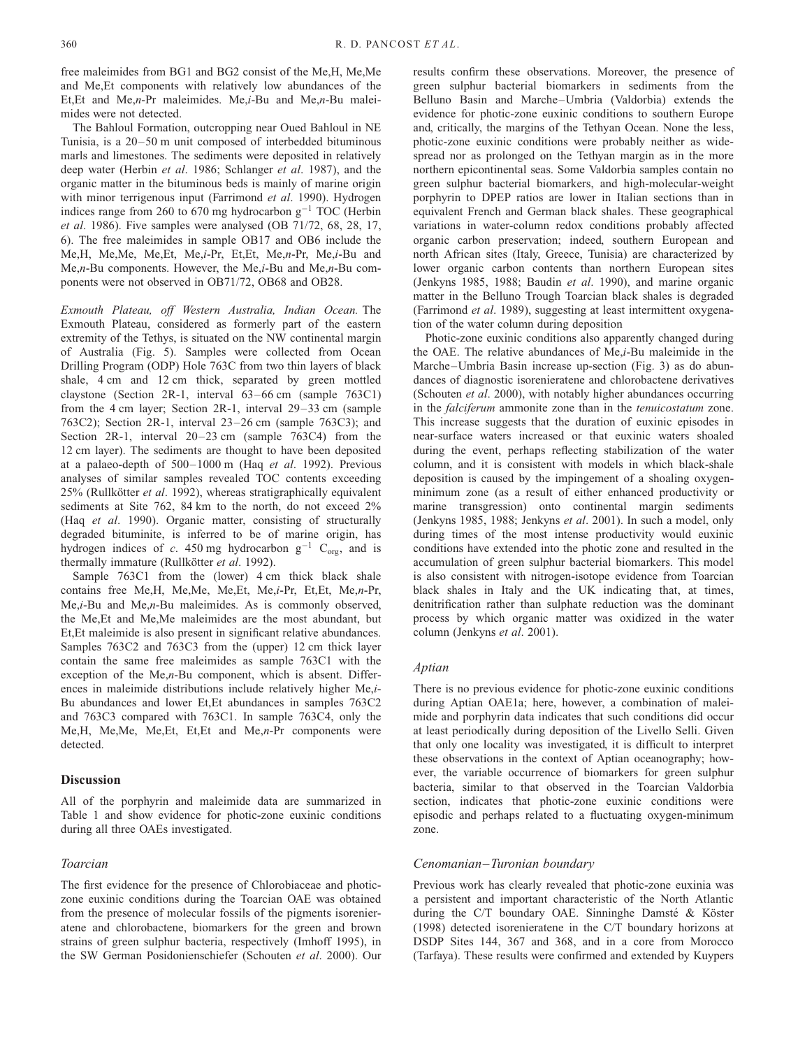free maleimides from BG1 and BG2 consist of the Me,H, Me,Me and Me,Et components with relatively low abundances of the Et,Et and Me,*n*-Pr maleimides. Me,*i*-Bu and Me,*n*-Bu maleimides were not detected.

The Bahloul Formation, outcropping near Oued Bahloul in NE Tunisia, is a 20–50 m unit composed of interbedded bituminous marls and limestones. The sediments were deposited in relatively deep water (Herbin *et al*. 1986; Schlanger *et al*. 1987), and the organic matter in the bituminous beds is mainly of marine origin with minor terrigenous input (Farrimond *et al*. 1990). Hydrogen indices range from 260 to 670 mg hydrocarbon $g^{-1}$ TOC (Herbin *et al*. 1986). Five samples were analysed (OB 71/72, 68, 28, 17, 6). The free maleimides in sample OB17 and OB6 include the Me,H, Me,Me, Me,Et, Me,*i*-Pr, Et,Et, Me,*n*-Pr, Me,*i*-Bu and Me,*n*-Bu components. However, the Me,*i*-Bu and Me,*n*-Bu components were not observed in OB71/72, OB68 and OB28.

*Exmouth Plateau, off Western Australia, Indian Ocean.* The Exmouth Plateau, considered as formerly part of the eastern extremity of the Tethys, is situated on the NW continental margin of Australia (Fig. 5). Samples were collected from Ocean Drilling Program (ODP) Hole 763C from two thin layers of black shale, 4 cm and 12 cm thick, separated by green mottled claystone (Section 2R-1, interval 63–66 cm (sample 763C1) from the 4 cm layer; Section 2R-1, interval 29–33 cm (sample 763C2); Section 2R-1, interval 23–26 cm (sample 763C3); and Section 2R-1, interval 20–23 cm (sample 763C4) from the 12 cm layer). The sediments are thought to have been deposited at a palaeo-depth of 500–1000 m (Haq *et al*. 1992). Previous analyses of similar samples revealed TOC contents exceeding 25% (Rullkötter *et al*. 1992), whereas stratigraphically equivalent sediments at Site 762, 84 km to the north, do not exceed 2% (Haq *et al*. 1990). Organic matter, consisting of structurally degraded bituminite, is inferred to be of marine origin, has hydrogen indices of *c*. 450 mg hydrocarbon $g^{-1}$ $C_{org}$, and is thermally immature (Rullkötter *et al*. 1992).

Sample 763C1 from the (lower) 4 cm thick black shale contains free Me,H, Me,Me, Me,Et, Me,*i*-Pr, Et,Et, Me,*n*-Pr, Me,*i*-Bu and Me,*n*-Bu maleimides. As is commonly observed, the Me,Et and Me,Me maleimides are the most abundant, but Et,Et maleimide is also present in significant relative abundances. Samples 763C2 and 763C3 from the (upper) 12 cm thick layer contain the same free maleimides as sample 763C1 with the exception of the Me,*n*-Bu component, which is absent. Differences in maleimide distributions include relatively higher Me,*i*-Bu abundances and lower Et,Et abundances in samples 763C2 and 763C3 compared with 763C1. In sample 763C4, only the Me,H, Me,Me, Me,Et, Et,Et and Me,*n*-Pr components were detected.

## Discussion

All of the porphyrin and maleimide data are summarized in Table 1 and show evidence for photic-zone euxinic conditions during all three OAEs investigated.

### *Toarcian*

The first evidence for the presence of Chlorobiaceae and photic-zone euxinic conditions during the Toarcian OAE was obtained from the presence of molecular fossils of the pigments isorenieratene and chlorobactene, biomarkers for the green and brown strains of green sulphur bacteria, respectively (Imhoff 1995), in the SW German Posidonienschiefer (Schouten *et al*. 2000). Our results confirm these observations. Moreover, the presence of green sulphur bacterial biomarkers in sediments from the Belluno Basin and Marche–Umbria (Valdorbia) extends the evidence for photic-zone euxinic conditions to southern Europe and, critically, the margins of the Tethyan Ocean. None the less, photic-zone euxinic conditions were probably neither as widespread nor as prolonged on the Tethyan margin as in the more northern epicontinental seas. Some Valdorbia samples contain no green sulphur bacterial biomarkers, and high-molecular-weight porphyrin to DPEP ratios are lower in Italian sections than in equivalent French and German black shales. These geographical variations in water-column redox conditions probably affected organic carbon preservation; indeed, southern European and north African sites (Italy, Greece, Tunisia) are characterized by lower organic carbon contents than northern European sites (Jenkyns 1985, 1988; Baudin *et al*. 1990), and marine organic matter in the Belluno Trough Toarcian black shales is degraded (Farrimond *et al*. 1989), suggesting at least intermittent oxygenation of the water column during deposition

Photic-zone euxinic conditions also apparently changed during the OAE. The relative abundances of Me,*i*-Bu maleimide in the Marche–Umbria Basin increase up-section (Fig. 3) as do abundances of diagnostic isorenieratene and chlorobactene derivatives (Schouten *et al*. 2000), with notably higher abundances occurring in the *falciferum* ammonite zone than in the *tenuicostatum* zone. This increase suggests that the duration of euxinic episodes in near-surface waters increased or that euxinic waters shoaled during the event, perhaps reflecting stabilization of the water column, and it is consistent with models in which black-shale deposition is caused by the impingement of a shoaling oxygen-minimum zone (as a result of either enhanced productivity or marine transgression) onto continental margin sediments (Jenkyns 1985, 1988; Jenkyns *et al*. 2001). In such a model, only during times of the most intense productivity would euxinic conditions have extended into the photic zone and resulted in the accumulation of green sulphur bacterial biomarkers. This model is also consistent with nitrogen-isotope evidence from Toarcian black shales in Italy and the UK indicating that, at times, denitrification rather than sulphate reduction was the dominant process by which organic matter was oxidized in the water column (Jenkyns *et al*. 2001).

### *Aptian*

There is no previous evidence for photic-zone euxinic conditions during Aptian OAE1a; here, however, a combination of maleimide and porphyrin data indicates that such conditions did occur at least periodically during deposition of the Livello Selli. Given that only one locality was investigated, it is difficult to interpret these observations in the context of Aptian oceanography; however, the variable occurrence of biomarkers for green sulphur bacteria, similar to that observed in the Toarcian Valdorbia section, indicates that photic-zone euxinic conditions were episodic and perhaps related to a fluctuating oxygen-minimum zone.

### *Cenomanian–Turonian boundary*

Previous work has clearly revealed that photic-zone euxinia was a persistent and important characteristic of the North Atlantic during the C/T boundary OAE. Sinninghe Damsté & Köster (1998) detected isorenieratene in the C/T boundary horizons at DSDP Sites 144, 367 and 368, and in a core from Morocco (Tarfaya). These results were confirmed and extended by Kuypers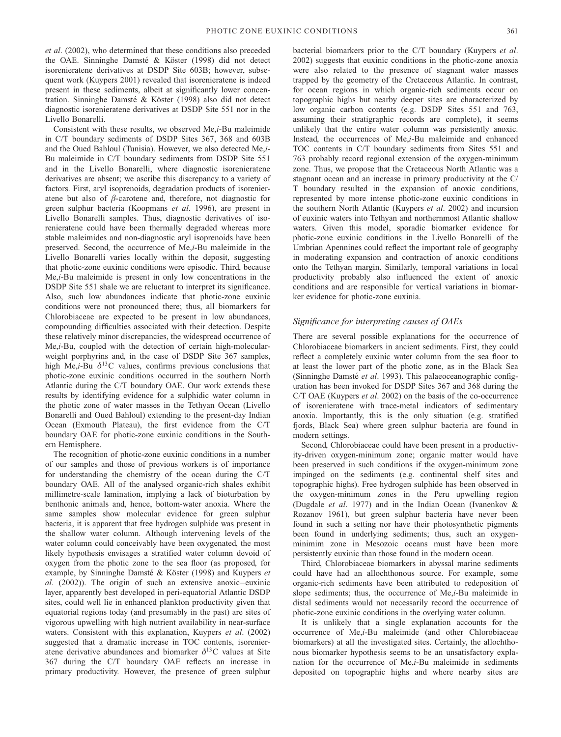*et al*. (2002), who determined that these conditions also preceded the OAE. Sinninghe Damsté & Köster (1998) did not detect isorenieratene derivatives at DSDP Site 603B; however, subsequent work (Kuypers 2001) revealed that isorenieratene is indeed present in these sediments, albeit at significantly lower concentration. Sinninghe Damsté & Köster (1998) also did not detect diagnostic isorenieratene derivatives at DSDP Site 551 nor in the Livello Bonarelli.

Consistent with these results, we observed Me,*i*-Bu maleimide in C/T boundary sediments of DSDP Sites 367, 368 and 603B and the Oued Bahloul (Tunisia). However, we also detected Me,*i*-Bu maleimide in C/T boundary sediments from DSDP Site 551 and in the Livello Bonarelli, where diagnostic isorenieratene derivatives are absent; we ascribe this discrepancy to a variety of factors. First, aryl isoprenoids, degradation products of isorenieratene but also of $\beta$-carotene and, therefore, not diagnostic for green sulphur bacteria (Koopmans *et al*. 1996), are present in Livello Bonarelli samples. Thus, diagnostic derivatives of isorenieratene could have been thermally degraded whereas more stable maleimides and non-diagnostic aryl isoprenoids have been preserved. Second, the occurrence of Me,*i*-Bu maleimide in the Livello Bonarelli varies locally within the deposit, suggesting that photic-zone euxinic conditions were episodic. Third, because Me,*i*-Bu maleimide is present in only low concentrations in the DSDP Site 551 shale we are reluctant to interpret its significance. Also, such low abundances indicate that photic-zone euxinic conditions were not pronounced there; thus, all biomarkers for Chlorobiaceae are expected to be present in low abundances, compounding difficulties associated with their detection. Despite these relatively minor discrepancies, the widespread occurrence of Me,*i*-Bu, coupled with the detection of certain high-molecular-weight porphyrins and, in the case of DSDP Site 367 samples, high Me,*i*-Bu $\delta^{13}$C values, confirms previous conclusions that photic-zone euxinic conditions occurred in the southern North Atlantic during the C/T boundary OAE. Our work extends these results by identifying evidence for a sulphidic water column in the photic zone of water masses in the Tethyan Ocean (Livello Bonarelli and Oued Bahloul) extending to the present-day Indian Ocean (Exmouth Plateau), the first evidence from the C/T boundary OAE for photic-zone euxinic conditions in the Southern Hemisphere.

The recognition of photic-zone euxinic conditions in a number of our samples and those of previous workers is of importance for understanding the chemistry of the ocean during the C/T boundary OAE. All of the analysed organic-rich shales exhibit millimetre-scale lamination, implying a lack of bioturbation by benthonic animals and, hence, bottom-water anoxia. Where the same samples show molecular evidence for green sulphur bacteria, it is apparent that free hydrogen sulphide was present in the shallow water column. Although intervening levels of the water column could conceivably have been oxygenated, the most likely hypothesis envisages a stratified water column devoid of oxygen from the photic zone to the sea floor (as proposed, for example, by Sinninghe Damsté & Köster (1998) and Kuypers *et al*. (2002)). The origin of such an extensive anoxic–euxinic layer, apparently best developed in peri-equatorial Atlantic DSDP sites, could well lie in enhanced plankton productivity given that equatorial regions today (and presumably in the past) are sites of vigorous upwelling with high nutrient availability in near-surface waters. Consistent with this explanation, Kuypers *et al*. (2002) suggested that a dramatic increase in TOC contents, isorenieratene derivative abundances and biomarker $\delta^{13}$C values at Site 367 during the C/T boundary OAE reflects an increase in primary productivity. However, the presence of green sulphur bacterial biomarkers prior to the C/T boundary (Kuypers *et al*. 2002) suggests that euxinic conditions in the photic-zone anoxia were also related to the presence of stagnant water masses trapped by the geometry of the Cretaceous Atlantic. In contrast, for ocean regions in which organic-rich sediments occur on topographic highs but nearby deeper sites are characterized by low organic carbon contents (e.g. DSDP Sites 551 and 763, assuming their stratigraphic records are complete), it seems unlikely that the entire water column was persistently anoxic. Instead, the occurrences of Me,*i*-Bu maleimide and enhanced TOC contents in C/T boundary sediments from Sites 551 and 763 probably record regional extension of the oxygen-minimum zone. Thus, we propose that the Cretaceous North Atlantic was a stagnant ocean and an increase in primary productivity at the C/T boundary resulted in the expansion of anoxic conditions, represented by more intense photic-zone euxinic conditions in the southern North Atlantic (Kuypers *et al*. 2002) and incursion of euxinic waters into Tethyan and northernmost Atlantic shallow waters. Given this model, sporadic biomarker evidence for photic-zone euxinic conditions in the Livello Bonarelli of the Umbrian Apennines could reflect the important role of geography in moderating expansion and contraction of anoxic conditions onto the Tethyan margin. Similarly, temporal variations in local productivity probably also influenced the extent of anoxic conditions and are responsible for vertical variations in biomarker evidence for photic-zone euxinia.

### *Significance for interpreting causes of OAEs*

There are several possible explanations for the occurrence of Chlorobiaceae biomarkers in ancient sediments. First, they could reflect a completely euxinic water column from the sea floor to at least the lower part of the photic zone, as in the Black Sea (Sinninghe Damsté *et al*. 1993). This palaeoceanographic configuration has been invoked for DSDP Sites 367 and 368 during the C/T OAE (Kuypers *et al*. 2002) on the basis of the co-occurrence of isorenieratene with trace-metal indicators of sedimentary anoxia. Importantly, this is the only situation (e.g. stratified fjords, Black Sea) where green sulphur bacteria are found in modern settings.

Second, Chlorobiaceae could have been present in a productivity-driven oxygen-minimum zone; organic matter would have been preserved in such conditions if the oxygen-minimum zone impinged on the sediments (e.g. continental shelf sites and topographic highs). Free hydrogen sulphide has been observed in the oxygen-minimum zones in the Peru upwelling region (Dugdale *et al*. 1977) and in the Indian Ocean (Ivanenkov & Rozanov 1961), but green sulphur bacteria have never been found in such a setting nor have their photosynthetic pigments been found in underlying sediments; thus, such an oxygen-minimim zone in Mesozoic oceans must have been more persistently euxinic than those found in the modern ocean.

Third, Chlorobiaceae biomarkers in abyssal marine sediments could have had an allochthonous source. For example, some organic-rich sediments have been attributed to redeposition of slope sediments; thus, the occurrence of Me,*i*-Bu maleimide in distal sediments would not necessarily record the occurrence of photic-zone euxinic conditions in the overlying water column.

It is unlikely that a single explanation accounts for the occurrence of Me,*i*-Bu maleimide (and other Chlorobiaceae biomarkers) at all the investigated sites. Certainly, the allochthonous biomarker hypothesis seems to be an unsatisfactory explanation for the occurrence of Me,*i*-Bu maleimide in sediments deposited on topographic highs and where nearby sites are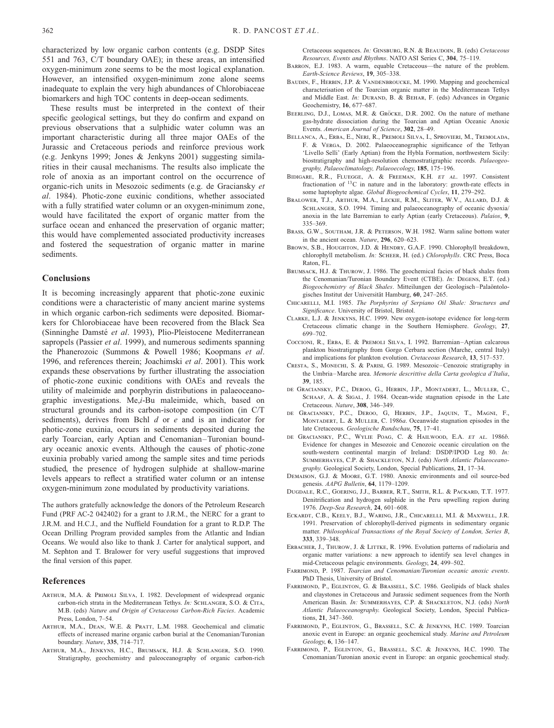characterized by low organic carbon contents (e.g. DSDP Sites 551 and 763, C/T boundary OAE); in these areas, an intensified oxygen-minimum zone seems to be the most logical explanation. However, an intensified oxygen-minimum zone alone seems inadequate to explain the very high abundances of Chlorobiaceae biomarkers and high TOC contents in deep-ocean sediments.

These results must be interpreted in the context of their specific geological settings, but they do confirm and expand on previous observations that a sulphidic water column was an important characteristic during all three major OAEs of the Jurassic and Cretaceous periods and reinforce previous work (e.g. Jenkyns 1999; Jones & Jenkyns 2001) suggesting similarities in their causal mechanisms. The results also implicate the role of anoxia as an important control on the occurrence of organic-rich units in Mesozoic sediments (e.g. de Graciansky *et al*. 1984). Photic-zone euxinic conditions, whether associated with a fully stratified water column or an oxygen-minimum zone, would have facilitated the export of organic matter from the surface ocean and enhanced the preservation of organic matter; this would have complemented associated productivity increases and fostered the sequestration of organic matter in marine sediments.

## Conclusions

It is becoming increasingly apparent that photic-zone euxinic conditions were a characteristic of many ancient marine systems in which organic carbon-rich sediments were deposited. Biomarkers for Chlorobiaceae have been recovered from the Black Sea (Sinninghe Damsté *et al*. 1993), Plio-Pleistocene Mediterranean sapropels (Passier *et al*. 1999), and numerous sediments spanning the Phanerozoic (Summons & Powell 1986; Koopmans *et al*. 1996, and references therein; Joachimski *et al*. 2001). This work expands these observations by further illustrating the association of photic-zone euxinic conditions with OAEs and reveals the utility of maleimide and porphyrin distributions in palaeoceanographic investigations. Me,*i*-Bu maleimide, which, based on structural grounds and its carbon-isotope composition (in C/T sediments), derives from Bchl *d* or *e* and is an indicator for photic-zone euxinia, occurs in sediments deposited during the early Toarcian, early Aptian and Cenomanian–Turonian boundary oceanic anoxic events. Although the causes of photic-zone euxinia probably varied among the sample sites and time periods studied, the presence of hydrogen sulphide at shallow-marine levels appears to reflect a stratified water column or an intense oxygen-minimum zone modulated by productivity variations.

The authors gratefully acknowledge the donors of the Petroleum Research Fund (PRF AC-2 042402) for a grant to J.R.M., the NERC for a grant to J.R.M. and H.C.J., and the Nuffield Foundation for a grant to R.D.P. The Ocean Drilling Program provided samples from the Atlantic and Indian Oceans. We would also like to thank J. Carter for analytical support, and M. Sephton and T. Bralower for very useful suggestions that improved the final version of this paper.

## References

Arthur, M.A. & Primoli Silva, I. 1982. Development of widespread organic carbon-rich strata in the Mediterranean Tethys. *In:* Schlanger, S.O. & Cita, M.B. (eds) *Nature and Origin of Cretaceous Carbon-Rich Facies*. Academic Press, London, 7–54.

Arthur, M.A., Dean, W.E. & Pratt, L.M. 1988. Geochemical and climatic effects of increased marine organic carbon burial at the Cenomanian/Turonian boundary. *Nature*, **335**, 714–717.

Arthur, M.A., Jenkyns, H.C., Brumsack, H.J. & Schlanger, S.O. 1990. Stratigraphy, geochemistry and paleoceanography of organic carbon-rich Cretaceous sequences. *In:* Ginsburg, R.N. & Beaudoin, B. (eds) *Cretaceous Resources, Events and Rhythms*. NATO ASI Series C, **304**, 75–119.

Barron, E.J. 1983. A warm, equable Cretaceous—the nature of the problem. *Earth-Science Reviews*, **19**, 305–338.

Baudin, F., Herbin, J.P. & Vandenbroucke, M. 1990. Mapping and geochemical characterisation of the Toarcian organic matter in the Mediterranean Tethys and Middle East. *In:* Durand, B. & Behar, F. (eds) Advances in Organic Geochemistry, **16**, 677–687.

Beerling, D.J., Lomas, M.R. & Gröcke, D.R. 2002. On the nature of methane gas-hydrate dissociation during the Toarcian and Aptian Oceanic Anoxic Events. *American Journal of Science*, **302**, 28–49.

Bellanca, A., Erba, E., Neri, R., Premoli Silva, I., Sprovieri, M., Tremolada, F. & Verga, D. 2002. Palaeoceanographic significance of the Tethyan 'Livello Selli' (Early Aptian) from the Hybla Formation, northwestern Sicily: biostratigraphy and high-resolution chemostratigraphic records. *Palaeogeography, Palaeoclimatology, Palaeoecology*, **185**, 175–196.

Bidigare, R.R., Fluegge, A. & Freeman, K.H. *et al*. 1997. Consistent fractionation of $^{13}$C in nature and in the laboratory: growth-rate effects in some haptophyte algae. *Global Biogeochemical Cycles*, **11**, 279–292.

Bralower, T.J., Arthur, M.A., Leckie, R.M., Sliter, W.V., Allard, D.J. & Schlanger, S.O. 1994. Timing and palaeoceanography of oceanic dysoxia/anoxia in the late Barremian to early Aptian (early Cretaceous). *Palaios*, **9**, 335–369.

Brass, G.W., Southam, J.R. & Peterson, W.H. 1982. Warm saline bottom water in the ancient ocean. *Nature*, **296**, 620–623.

Brown, S.B., Houghton, J.D. & Hendry, G.A.F. 1990. Chlorophyll breakdown, chlorophyll metabolism. *In:* Scheer, H. (ed.) *Chlorophylls*. CRC Press, Boca Raton, FL.

Brumsack, H.J. & Thurow, J. 1986. The geochemical facies of black shales from the Cenomanian/Turonian Boundary Event (CTBE). *In:* Degens, E.T. (ed.) *Biogeochemistry of Black Shales*. Mitteilungen der Geologisch–Paläontologisches Institut der Universität Hamburg, **60**, 247–265.

Chicarelli, M.I. 1985. *The Porphyrins of Serpiano Oil Shale: Structures and Significance*. University of Bristol, Bristol.

Clarke, L.J. & Jenkyns, H.C. 1999. New oxygen-isotope evidence for long-term Cretaceous climatic change in the Southern Hemisphere. *Geology*, **27**, 699–702.

Coccioni, R., Erba, E. & Premoli Silva, I. 1992. Barremian–Aptian calcarous plankton biostratigraphy from Gorgo Cerbara section (Marche, central Italy) and implications for plankton evolution. *Cretaceous Research*, **13**, 517–537.

Cresta, S., Monechi, S. & Parisi, G. 1989. Mesozoic–Cenozoic stratigraphy in the Umbria–Marche area. *Memorie descrittive della Carta geologica d'Italia*, **39**, 185.

de Graciansky, P.C., Deroo, G., Herbin, J.P., Montadert, L., Muller, C., Schaaf, A. & Sigal, J. 1984. Ocean-wide stagnation episode in the Late Cretaceous. *Nature*, **308**, 346–349.

de Graciansky, P.C., Deroo, G., Herbin, J.P., Jaquin, T., Magni, F., Montadert, L. & Muller, C. 1986*a*. Oceanwide stagnation episodes in the late Cretaceous. *Geologische Rundschau*, **75**, 17–41.

de Graciansky, P.C., Wylie Poag, C. & Hailwood, E.A. *et al*. 1986*b*. Evidence for changes in Mesozoic and Cenozoic oceanic circulation on the south-western continental margin of Ireland: DSDP/IPOD Leg 80. *In:* Summerhayes, C.P. & Shackleton, N.J. (eds) *North Atlantic Palaeoceanography.* Geological Society, London, Special Publications, **21**, 17–34.

Demaison, G.J. & Moore, G.T. 1980. Anoxic environments and oil source-bed genesis. *AAPG Bulletin*, **64**, 1179–1209.

Dugdale, R.C., Goering, J.J., Barber, R.T., Smith, R.L. & Packard, T.T. 1977. Denitrification and hydrogen sulphide in the Peru upwelling region during 1976. *Deep-Sea Research*, **24**, 601–608.

Eckardt, C.B., Keely, B.J., Waring, J.R., Chicarelli, M.I. & Maxwell, J.R. 1991. Preservation of chlorophyll-derived pigments in sedimentary organic matter. *Philosophical Transactions of the Royal Society of London, Series B*, **333**, 339–348.

Erbacher, J., Thurow, J. & Littke, R. 1996. Evolution patterns of radiolaria and organic matter variations: a new approach to identify sea level changes in mid-Cretaceous pelagic environments. *Geology*, **24**, 499–502.

Farrimond, P. 1987. *Toarcian and Cenomanian/Turonian oceanic anoxic events*. PhD Thesis, University of Bristol.

Farrimond, P., Eglinton, G. & Brassell, S.C. 1986. Geolipids of black shales and claystones in Cretaceous and Jurassic sediment sequences from the North American Basin. *In:* Summerhayes, C.P. & Shackleton, N.J. (eds) *North Atlantic Palaeoceanography.* Geological Society, London, Special Publications, **21**, 347–360.

Farrimond, P., Eglinton, G., Brassell, S.C. & Jenkyns, H.C. 1989. Toarcian anoxic event in Europe: an organic geochemical study. *Marine and Petroleum Geology*, **6**, 136–147.

Farrimond, P., Eglinton, G., Brassell, S.C. & Jenkyns, H.C. 1990. The Cenomanian/Turonian anoxic event in Europe: an organic geochemical study.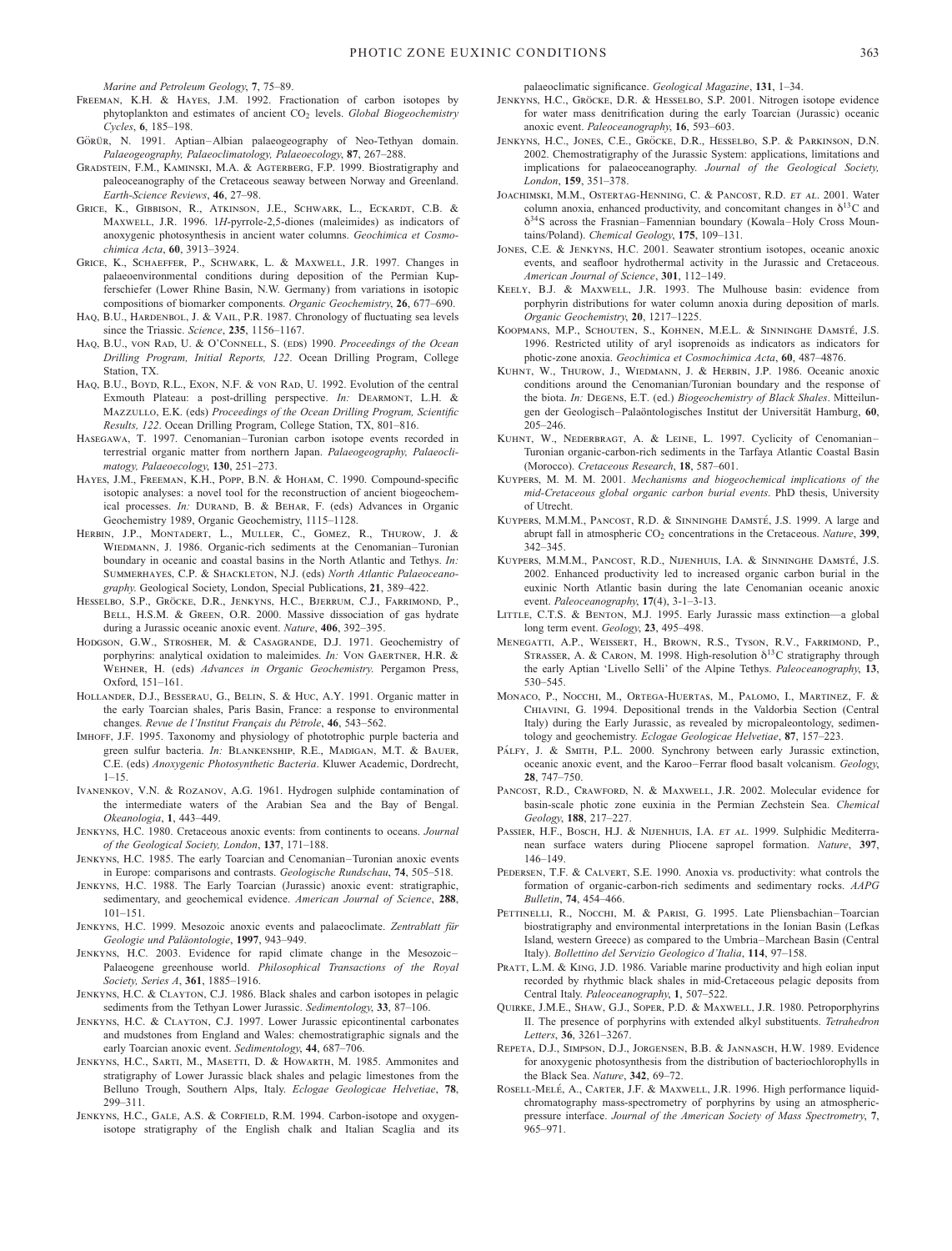*Marine and Petroleum Geology*, **7**, 75–89.

Freeman, K.H. & Hayes, J.M. 1992. Fractionation of carbon isotopes by phytoplankton and estimates of ancient $CO_2$ levels. *Global Biogeochemistry Cycles*, **6**, 185–198.

Görür, N. 1991. Aptian–Albian palaeogeography of Neo-Tethyan domain. *Palaeogeography, Palaeoclimatology, Palaeoecology*, **87**, 267–288.

Gradstein, F.M., Kaminski, M.A. & Agterberg, F.P. 1999. Biostratigraphy and paleoceanography of the Cretaceous seaway between Norway and Greenland. *Earth-Science Reviews*, **46**, 27–98.

Grice, K., Gibbison, R., Atkinson, J.E., Schwark, L., Eckardt, C.B. & Maxwell, J.R. 1996. 1*H*-pyrrole-2,5-diones (maleimides) as indicators of anoxygenic photosynthesis in ancient water columns. *Geochimica et Cosmochimica Acta*, **60**, 3913–3924.

Grice, K., Schaeffer, P., Schwark, L. & Maxwell, J.R. 1997. Changes in palaeoenvironmental conditions during deposition of the Permian Kupferschiefer (Lower Rhine Basin, N.W. Germany) from variations in isotopic compositions of biomarker components. *Organic Geochemistry*, **26**, 677–690.

Haq, B.U., Hardenbol, J. & Vail, P.R. 1987. Chronology of fluctuating sea levels since the Triassic. *Science*, **235**, 1156–1167.

Haq, B.U., von Rad, U. & O'Connell, S. (eds) 1990. *Proceedings of the Ocean Drilling Program, Initial Reports, 122*. Ocean Drilling Program, College Station, TX.

Haq, B.U., Boyd, R.L., Exon, N.F. & von Rad, U. 1992. Evolution of the central Exmouth Plateau: a post-drilling perspective. *In:* Dearmont, L.H. & Mazzullo, E.K. (eds) *Proceedings of the Ocean Drilling Program, Scientific Results, 122*. Ocean Drilling Program, College Station, TX, 801–816.

Hasegawa, T. 1997. Cenomanian–Turonian carbon isotope events recorded in terrestrial organic matter from northern Japan. *Palaeogeography, Palaeoclimatogy, Palaeoecology*, **130**, 251–273.

Hayes, J.M., Freeman, K.H., Popp, B.N. & Hoham, C. 1990. Compound-specific isotopic analyses: a novel tool for the reconstruction of ancient biogeochemical processes. *In:* Durand, B. & Behar, F. (eds) Advances in Organic Geochemistry 1989, Organic Geochemistry, 1115–1128.

Herbin, J.P., Montadert, L., Muller, C., Gomez, R., Thurow, J. & Wiedmann, J. 1986. Organic-rich sediments at the Cenomanian–Turonian boundary in oceanic and coastal basins in the North Atlantic and Tethys. *In:* Summerhayes, C.P. & Shackleton, N.J. (eds) *North Atlantic Palaeoceanography*. Geological Society, London, Special Publications, **21**, 389–422.

Hesselbo, S.P., Gröcke, D.R., Jenkyns, H.C., Bjerrum, C.J., Farrimond, P., Bell, H.S.M. & Green, O.R. 2000. Massive dissociation of gas hydrate during a Jurassic oceanic anoxic event. *Nature*, **406**, 392–395.

Hodgson, G.W., Strosher, M. & Casagrande, D.J. 1971. Geochemistry of porphyrins: analytical oxidation to maleimides. *In:* Von Gaertner, H.R. & Wehner, H. (eds) *Advances in Organic Geochemistry*. Pergamon Press, Oxford, 151–161.

Hollander, D.J., Besserau, G., Belin, S. & Huc, A.Y. 1991. Organic matter in the early Toarcian shales, Paris Basin, France: a response to environmental changes. *Revue de l'Institut Français du Pétrole*, **46**, 543–562.

Imhoff, J.F. 1995. Taxonomy and physiology of phototrophic purple bacteria and green sulfur bacteria. *In:* Blankenship, R.E., Madigan, M.T. & Bauer, C.E. (eds) *Anoxygenic Photosynthetic Bacteria*. Kluwer Academic, Dordrecht, 1–15.

Ivanenkov, V.N. & Rozanov, A.G. 1961. Hydrogen sulphide contamination of the intermediate waters of the Arabian Sea and the Bay of Bengal. *Okeanologia*, **1**, 443–449.

Jenkyns, H.C. 1980. Cretaceous anoxic events: from continents to oceans. *Journal of the Geological Society, London*, **137**, 171–188.

Jenkyns, H.C. 1985. The early Toarcian and Cenomanian–Turonian anoxic events in Europe: comparisons and contrasts. *Geologische Rundschau*, **74**, 505–518.

Jenkyns, H.C. 1988. The Early Toarcian (Jurassic) anoxic event: stratigraphic, sedimentary, and geochemical evidence. *American Journal of Science*, **288**, 101–151.

Jenkyns, H.C. 1999. Mesozoic anoxic events and palaeoclimate. *Zentrablatt für Geologie und Paläontologie*, **1997**, 943–949.

Jenkyns, H.C. 2003. Evidence for rapid climate change in the Mesozoic–Palaeogene greenhouse world. *Philosophical Transactions of the Royal Society, Series A*, **361**, 1885–1916.

Jenkyns, H.C. & Clayton, C.J. 1986. Black shales and carbon isotopes in pelagic sediments from the Tethyan Lower Jurassic. *Sedimentology*, **33**, 87–106.

Jenkyns, H.C. & Clayton, C.J. 1997. Lower Jurassic epicontinental carbonates and mudstones from England and Wales: chemostratigraphic signals and the early Toarcian anoxic event. *Sedimentology*, **44**, 687–706.

Jenkyns, H.C., Sarti, M., Masetti, D. & Howarth, M. 1985. Ammonites and stratigraphy of Lower Jurassic black shales and pelagic limestones from the Belluno Trough, Southern Alps, Italy. *Eclogae Geologicae Helvetiae*, **78**, 299–311.

Jenkyns, H.C., Gale, A.S. & Corfield, R.M. 1994. Carbon-isotope and oxygen-isotope stratigraphy of the English chalk and Italian Scaglia and its palaeoclimatic significance. *Geological Magazine*, **131**, 1–34.

Jenkyns, H.C., Gröcke, D.R. & Hesselbo, S.P. 2001. Nitrogen isotope evidence for water mass denitrification during the early Toarcian (Jurassic) oceanic anoxic event. *Paleoceanography*, **16**, 593–603.

Jenkyns, H.C., Jones, C.E., Gröcke, D.R., Hesselbo, S.P. & Parkinson, D.N. 2002. Chemostratigraphy of the Jurassic System: applications, limitations and implications for palaeoceanography. *Journal of the Geological Society, London*, **159**, 351–378.

Joachimski, M.M., Ostertag-Henning, C. & Pancost, R.D. *et al.* 2001. Water column anoxia, enhanced productivity, and concomitant changes in $\delta^{13}C$ and $\delta^{34}S$ across the Frasnian–Famennian boundary (Kowala–Holy Cross Mountains/Poland). *Chemical Geology*, **175**, 109–131.

Jones, C.E. & Jenkyns, H.C. 2001. Seawater strontium isotopes, oceanic anoxic events, and seafloor hydrothermal activity in the Jurassic and Cretaceous. *American Journal of Science*, **301**, 112–149.

Keely, B.J. & Maxwell, J.R. 1993. The Mulhouse basin: evidence from porphyrin distributions for water column anoxia during deposition of marls. *Organic Geochemistry*, **20**, 1217–1225.

Koopmans, M.P., Schouten, S., Kohnen, M.E.L. & Sinninghe Damsté, J.S. 1996. Restricted utility of aryl isoprenoids as indicators as indicators for photic-zone anoxia. *Geochimica et Cosmochimica Acta*, **60**, 487–4876.

Kuhnt, W., Thurow, J., Wiedmann, J. & Herbin, J.P. 1986. Oceanic anoxic conditions around the Cenomanian/Turonian boundary and the response of the biota. *In:* Degens, E.T. (ed.) *Biogeochemistry of Black Shales*. Mitteilungen der Geologisch–Paläontologisches Institut der Universität Hamburg, **60**, 205–246.

Kuhnt, W., Nederbragt, A. & Leine, L. 1997. Cyclicity of Cenomanian–Turonian organic-carbon-rich sediments in the Tarfaya Atlantic Coastal Basin (Morocco). *Cretaceous Research*, **18**, 587–601.

Kuypers, M. M. M. 2001. *Mechanisms and biogeochemical implications of the mid-Cretaceous global organic carbon burial events*. PhD thesis, University of Utrecht.

Kuypers, M.M.M., Pancost, R.D. & Sinninghe Damsté, J.S. 1999. A large and abrupt fall in atmospheric $CO_2$ concentrations in the Cretaceous. *Nature*, **399**, 342–345.

Kuypers, M.M.M., Pancost, R.D., Nijenhuis, I.A. & Sinninghe Damsté, J.S. 2002. Enhanced productivity led to increased organic carbon burial in the euxinic North Atlantic basin during the late Cenomanian oceanic anoxic event. *Paleoceanography*, **17**(4), 3-1–3-13.

Little, C.T.S. & Benton, M.J. 1995. Early Jurassic mass extinction—a global long term event. *Geology*, **23**, 495–498.

Menegatti, A.P., Weissert, H., Brown, R.S., Tyson, R.V., Farrimond, P., Strasser, A. & Caron, M. 1998. High-resolution $\delta^{13}C$ stratigraphy through the early Aptian 'Livello Selli' of the Alpine Tethys. *Paleoceanography*, **13**, 530–545.

Monaco, P., Nocchi, M., Ortega-Huertas, M., Palomo, I., Martinez, F. & Chiavini, G. 1994. Depositional trends in the Valdorbia Section (Central Italy) during the Early Jurassic, as revealed by micropaleontology, sedimentology and geochemistry. *Eclogae Geologicae Helvetiae*, **87**, 157–223.

Pálfy, J. & Smith, P.L. 2000. Synchrony between early Jurassic extinction, oceanic anoxic event, and the Karoo–Ferrar flood basalt volcanism. *Geology*, **28**, 747–750.

Pancost, R.D., Crawford, N. & Maxwell, J.R. 2002. Molecular evidence for basin-scale photic zone euxinia in the Permian Zechstein Sea. *Chemical Geology*, **188**, 217–227.

Passier, H.F., Bosch, H.J. & Nijenhuis, I.A. *et al.* 1999. Sulphidic Mediterranean surface waters during Pliocene sapropel formation. *Nature*, **397**, 146–149.

Pedersen, T.F. & Calvert, S.E. 1990. Anoxia vs. productivity: what controls the formation of organic-carbon-rich sediments and sedimentary rocks. *AAPG Bulletin*, **74**, 454–466.

Pettinelli, R., Nocchi, M. & Parisi, G. 1995. Late Pliensbachian–Toarcian biostratigraphy and environmental interpretations in the Ionian Basin (Lefkas Island, western Greece) as compared to the Umbria–Marchean Basin (Central Italy). *Bollettino del Servizio Geologico d'Italia*, **114**, 97–158.

Pratt, L.M. & King, J.D. 1986. Variable marine productivity and high eolian input recorded by rhythmic black shales in mid-Cretaceous pelagic deposits from Central Italy. *Paleoceanography*, **1**, 507–522.

Quirke, J.M.E., Shaw, G.J., Soper, P.D. & Maxwell, J.R. 1980. Petroporphyrins II. The presence of porphyrins with extended alkyl substituents. *Tetrahedron Letters*, **36**, 3261–3267.

Repeta, D.J., Simpson, D.J., Jorgensen, B.B. & Jannasch, H.W. 1989. Evidence for anoxygenic photosynthesis from the distribution of bacteriochlorophylls in the Black Sea. *Nature*, **342**, 69–72.

Rosell-Melé, A., Carter, J.F. & Maxwell, J.R. 1996. High performance liquid-chromatography mass-spectrometry of porphyrins by using an atmospheric-pressure interface. *Journal of the American Society of Mass Spectrometry*, **7**, 965–971.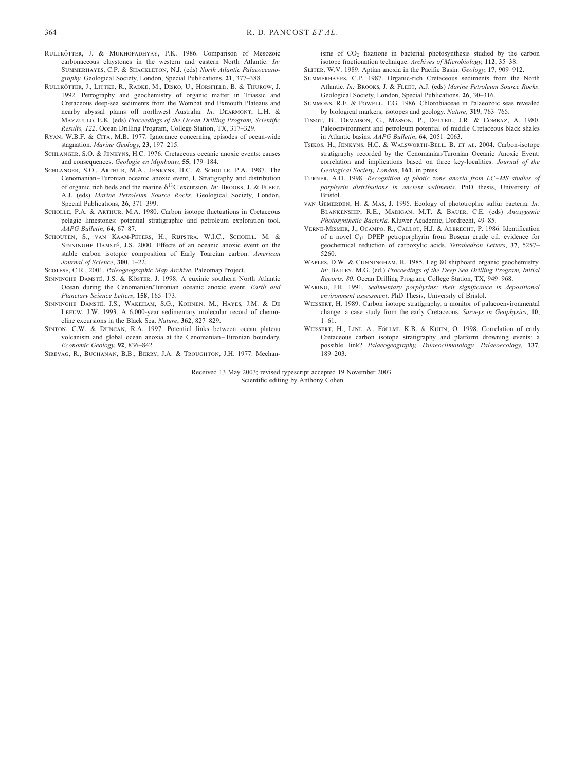Rullkötter, J. & Mukhopadhyay, P.K. 1986. Comparison of Mesozoic carbonaceous claystones in the western and eastern North Atlantic. *In:* Summerhayes, C.P. & Shackleton, N.J. (eds) *North Atlantic Palaeoceanography*. Geological Society, London, Special Publications, **21**, 377–388.

Rullkötter, J., Littke, R., Radke, M., Disko, U., Horsfield, B. & Thurow, J. 1992. Petrography and geochemistry of organic matter in Triassic and Cretaceous deep-sea sediments from the Wombat and Exmouth Plateaus and nearby abyssal plains off northwest Australia. *In:* Dearmont, L.H. & Mazzullo, E.K. (eds) *Proceedings of the Ocean Drilling Program, Scientific Results, 122*. Ocean Drilling Program, College Station, TX, 317–329.

Ryan, W.B.F. & Cita, M.B. 1977. Ignorance concerning episodes of ocean-wide stagnation. *Marine Geology*, **23**, 197–215.

Schlanger, S.O. & Jenkyns, H.C. 1976. Cretaceous oceanic anoxic events: causes and consequences. *Geologie en Mijnbouw*, **55**, 179–184.

Schlanger, S.O., Arthur, M.A., Jenkyns, H.C. & Scholle, P.A. 1987. The Cenomanian–Turonian oceanic anoxic event, I. Stratigraphy and distribution of organic rich beds and the marine $\delta^{13}C$ excursion. *In:* Brooks, J. & Fleet, A.J. (eds) *Marine Petroleum Source Rocks*. Geological Society, London, Special Publications, **26**, 371–399.

Scholle, P.A. & Arthur, M.A. 1980. Carbon isotope fluctuations in Cretaceous pelagic limestones: potential stratigraphic and petroleum exploration tool. *AAPG Bulletin*, **64**, 67–87.

Schouten, S., van Kaam-Peters, H., Rijpstra, W.I.C., Schoell, M. & Sinninghe Damsté, J.S. 2000. Effects of an oceanic anoxic event on the stable carbon isotopic composition of Early Toarcian carbon. *American Journal of Science*, **300**, 1–22.

Scotese, C.R., 2001. *Paleogeographic Map Archive*. Paleomap Project.

Sinninghe Damsté, J.S. & Köster, J. 1998. A euxinic southern North Atlantic Ocean during the Cenomanian/Turonian oceanic anoxic event. *Earth and Planetary Science Letters*, **158**, 165–173.

Sinninghe Damsté, J.S., Wakeham, S.G., Kohnen, M., Hayes, J.M. & De Leeuw, J.W. 1993. A 6,000-year sedimentary molecular record of chemocline excursions in the Black Sea. *Nature*, **362**, 827–829.

Sinton, C.W. & Duncan, R.A. 1997. Potential links between ocean plateau volcanism and global ocean anoxia at the Cenomanian–Turonian boundary. *Economic Geology*, **92**, 836–842.

Sirevag, R., Buchanan, B.B., Berry, J.A. & Troughton, J.H. 1977. Mechanisms of $CO_2$ fixations in bacterial photosynthesis studied by the carbon isotope fractionation technique. *Archives of Microbiology*, **112**, 35–38.

Sliter, W.V. 1989. Aptian anoxia in the Pacific Basin. *Geology*, **17**, 909–912.

Summerhayes, C.P. 1987. Organic-rich Cretaceous sediments from the North Atlantic. *In:* Brooks, J. & Fleet, A.J. (eds) *Marine Petroleum Source Rocks*. Geological Society, London, Special Publications, **26**, 30–316.

Summons, R.E. & Powell, T.G. 1986. Chlorobiaceae in Palaeozoic seas revealed by biological markers, isotopes and geology. *Nature*, **319**, 763–765.

Tissot, B., Demaison, G., Masson, P., Delteil, J.R. & Combaz, A. 1980. Paleoenvironment and petroleum potential of middle Cretaceous black shales in Atlantic basins. *AAPG Bulletin*, **64**, 2051–2063.

Tsikos, H., Jenkyns, H.C. & Walsworth-Bell, B. *et al.* 2004. Carbon-isotope stratigraphy recorded by the Cenomanian/Turonian Oceanic Anoxic Event: correlation and implications based on three key-localities. *Journal of the Geological Society, London*, **161**, in press.

Turner, A.D. 1998. *Recognition of photic zone anoxia from LC–MS studies of porphyrin distributions in ancient sediments*. PhD thesis, University of Bristol.

van Gemerden, H. & Mas, J. 1995. Ecology of phototrophic sulfur bacteria. *In:* Blankenship, R.E., Madigan, M.T. & Bauer, C.E. (eds) *Anoxygenic Photosynthetic Bacteria*. Kluwer Academic, Dordrecht, 49–85.

Verne-Mismer, J., Ocampo, R., Callot, H.J. & Albrecht, P. 1986. Identification of a novel $C_{33}$ DPEP petroporphyrin from Boscan crude oil: evidence for geochemical reduction of carboxylic acids. *Tetrahedron Letters*, **37**, 5257–5260.

Waples, D.W. & Cunningham, R. 1985. Leg 80 shipboard organic geochemistry. *In:* Bailey, M.G. (ed.) *Proceedings of the Deep Sea Drilling Program, Initial Reports, 80*. Ocean Drilling Program, College Station, TX, 949–968.

Waring, J.R. 1991. *Sedimentary porphyrins: their significance in depositional environment assessment*. PhD Thesis, University of Bristol.

Weissert, H. 1989. Carbon isotope stratigraphy, a monitor of palaeoenvironmental change: a case study from the early Cretaceous. *Surveys in Geophysics*, **10**, 1–61.

Weissert, H., Lini, A., Föllmi, K.B. & Kuhn, O. 1998. Correlation of early Cretaceous carbon isotope stratigraphy and platform drowning events: a possible link? *Palaeogeography, Palaeoclimatology, Palaeoecology*, **137**, 189–203.

Received 13 May 2003; revised typescript accepted 19 November 2003.
Scientific editing by Anthony Cohen